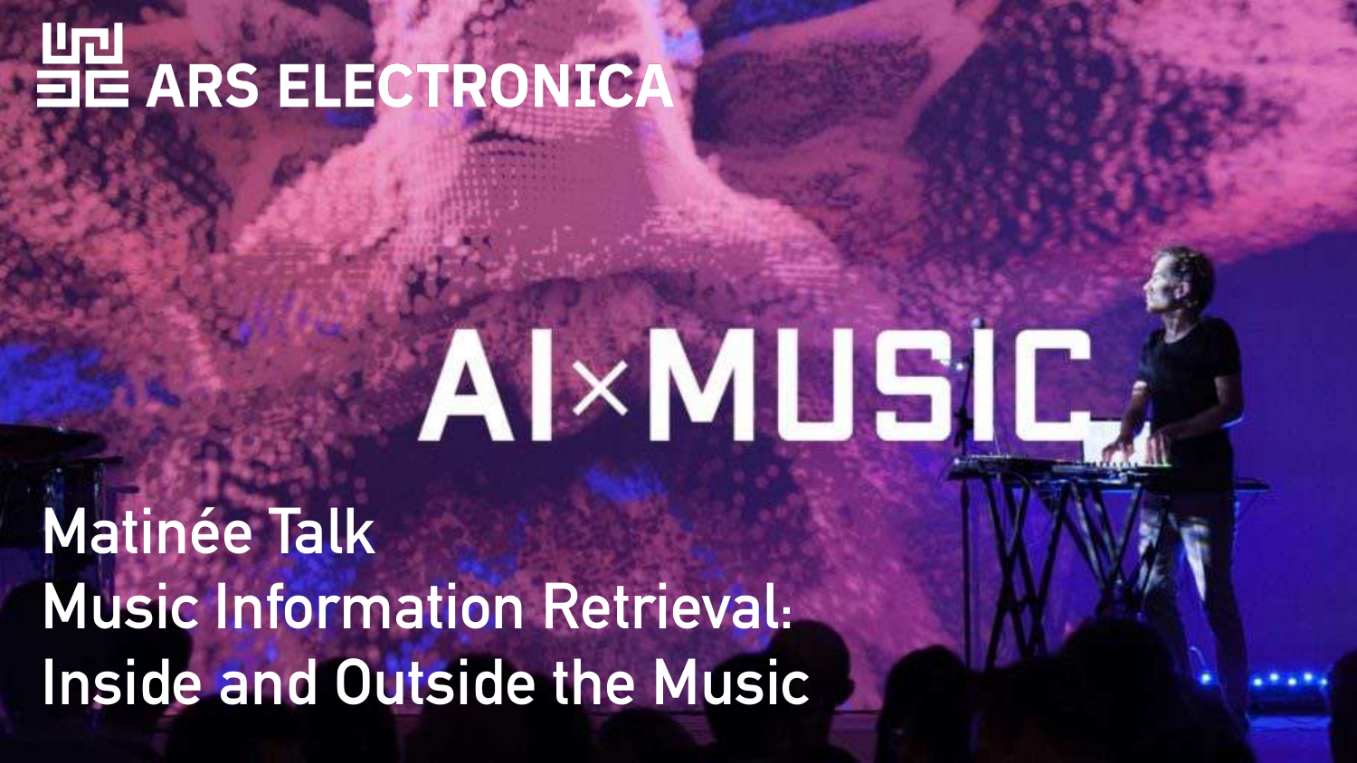ARS ELECTRONICA

AI×MUSIC

# Matinée Talk
# Music Information Retrieval: Inside and Outside the Music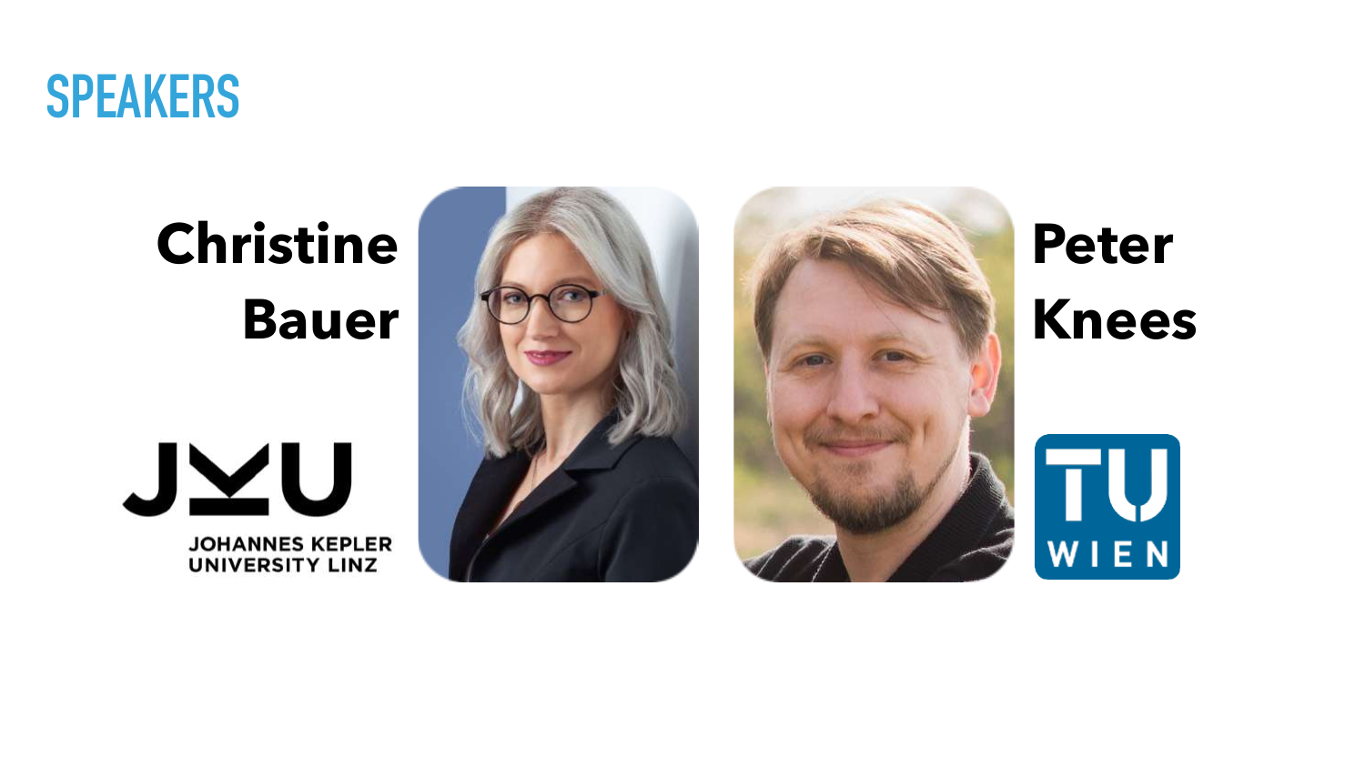# SPEAKERS

**Christine Bauer**

JOHANNES KEPLER UNIVERSITY LINZ

**Peter Knees**

TU WIEN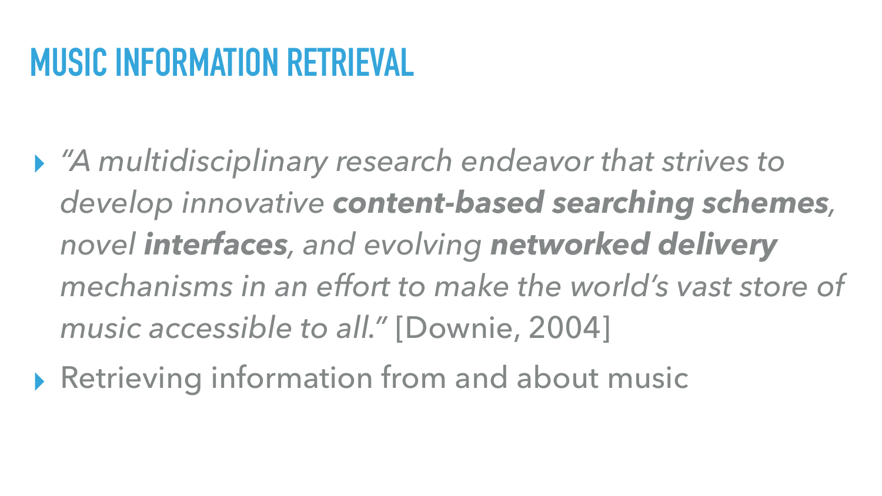# MUSIC INFORMATION RETRIEVAL

- *"A multidisciplinary research endeavor that strives to develop innovative* ***content-based searching schemes****, novel* ***interfaces****, and evolving* ***networked delivery*** *mechanisms in an effort to make the world's vast store of music accessible to all."* [Downie, 2004]
- Retrieving information from and about music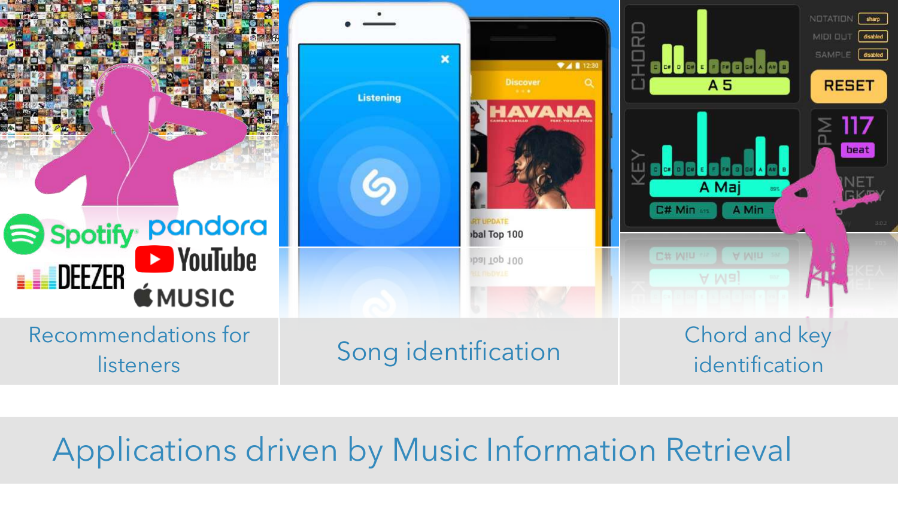Recommendations for listeners

Song identification

Chord and key identification

# Applications driven by Music Information Retrieval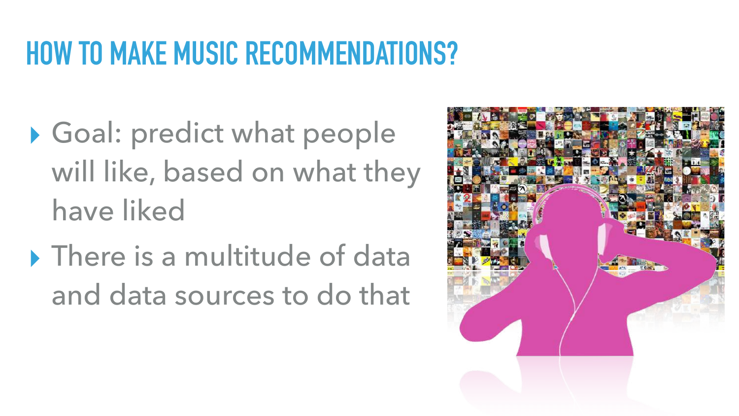# HOW TO MAKE MUSIC RECOMMENDATIONS?

- Goal: predict what people will like, based on what they have liked
- There is a multitude of data and data sources to do that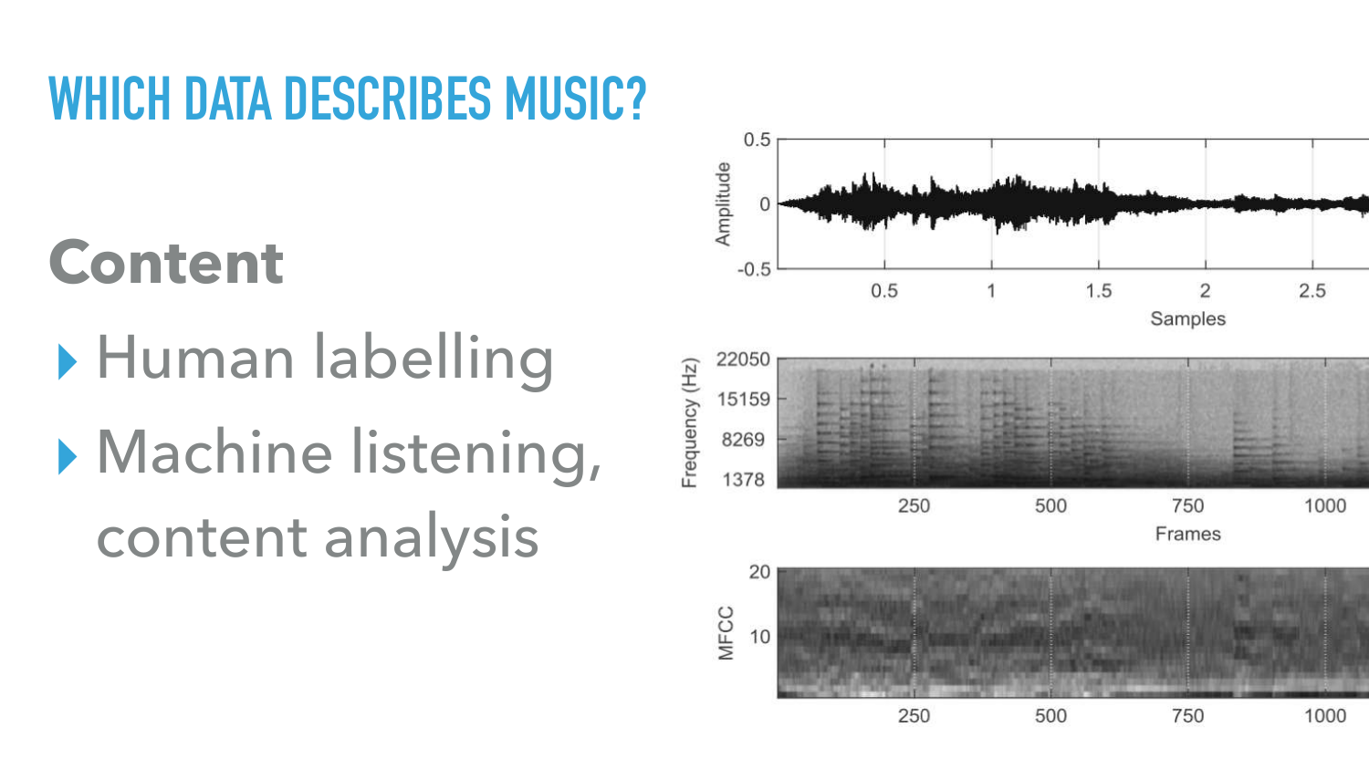# WHICH DATA DESCRIBES MUSIC?

## Content

- Human labelling
- Machine listening, content analysis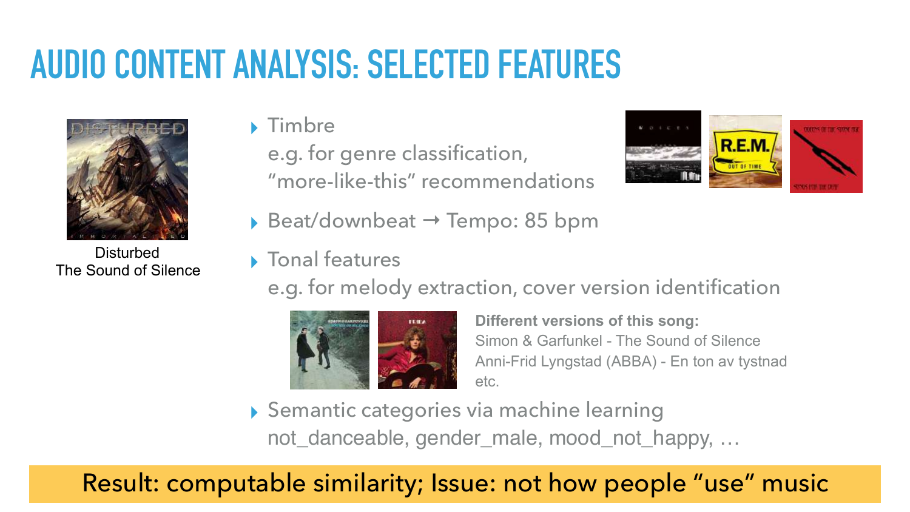# AUDIO CONTENT ANALYSIS: SELECTED FEATURES

Disturbed
The Sound of Silence

- Timbre
  e.g. for genre classification, "more-like-this" recommendations
- Beat/downbeat → Tempo: 85 bpm
- Tonal features
  e.g. for melody extraction, cover version identification

  **Different versions of this song:**
  Simon & Garfunkel - The Sound of Silence
  Anni-Frid Lyngstad (ABBA) - En ton av tystnad
  etc.
- Semantic categories via machine learning
  not_danceable, gender_male, mood_not_happy, …

Result: computable similarity; Issue: not how people "use" music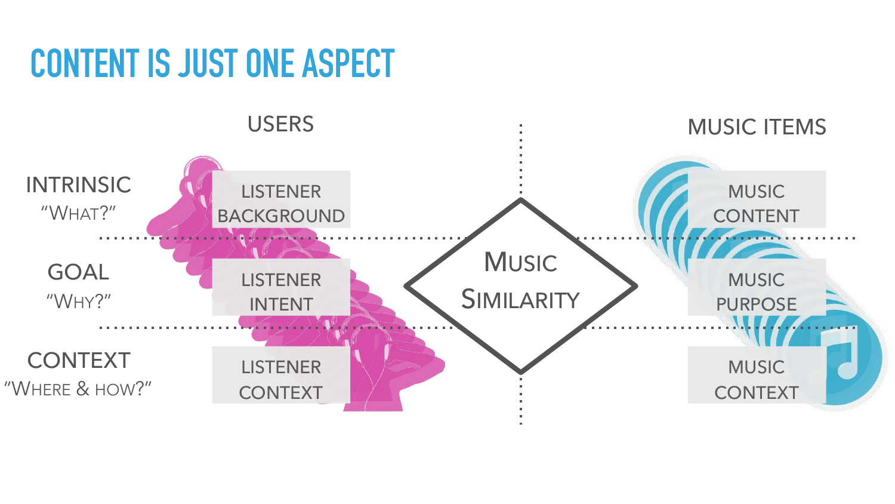# CONTENT IS JUST ONE ASPECT

| | USERS | | MUSIC ITEMS |
|---|---|---|---|
| INTRINSIC "WHAT?" | LISTENER BACKGROUND | | MUSIC CONTENT |
| GOAL "WHY?" | LISTENER INTENT | MUSIC SIMILARITY | MUSIC PURPOSE |
| CONTEXT "WHERE & HOW?" | LISTENER CONTEXT | | MUSIC CONTEXT |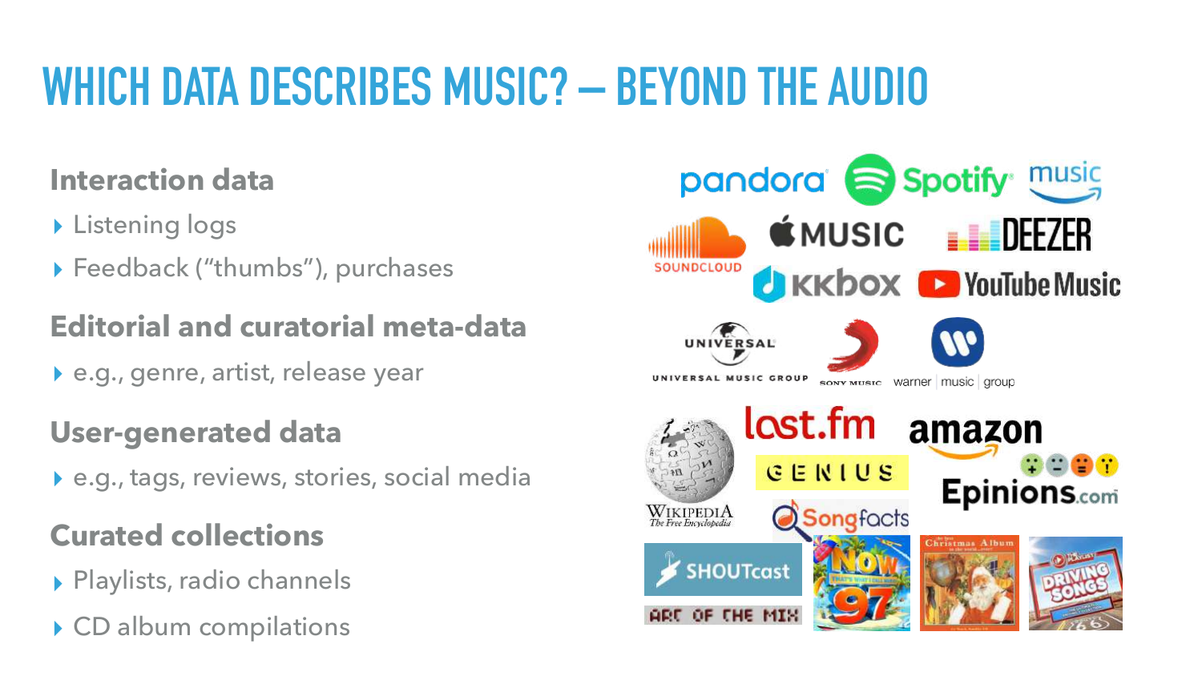# WHICH DATA DESCRIBES MUSIC? — BEYOND THE AUDIO

### Interaction data

- Listening logs
- Feedback ("thumbs"), purchases

### Editorial and curatorial meta-data

- e.g., genre, artist, release year

### User-generated data

- e.g., tags, reviews, stories, social media

### Curated collections

- Playlists, radio channels
- CD album compilations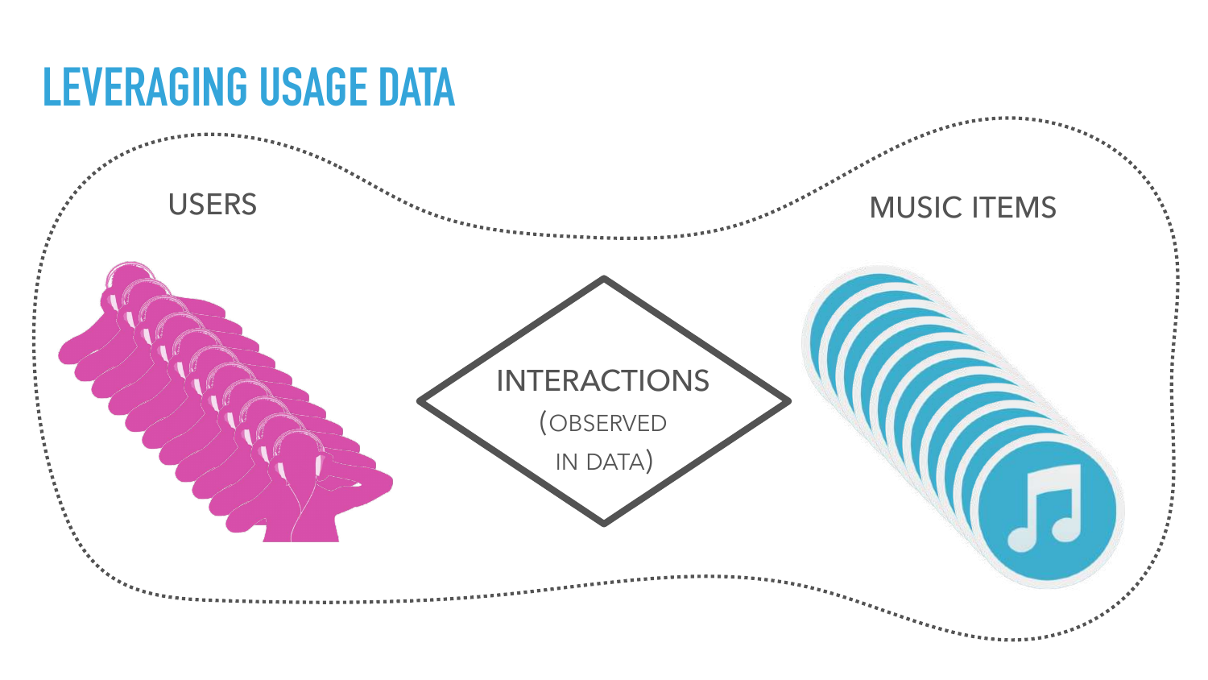# LEVERAGING USAGE DATA

USERS

INTERACTIONS (OBSERVED IN DATA)

MUSIC ITEMS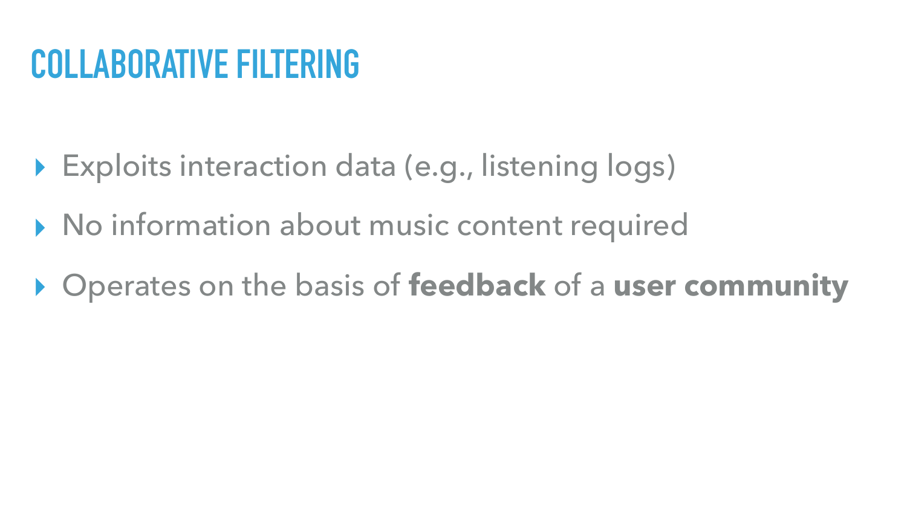# COLLABORATIVE FILTERING

- Exploits interaction data (e.g., listening logs)
- No information about music content required
- Operates on the basis of **feedback** of a **user community**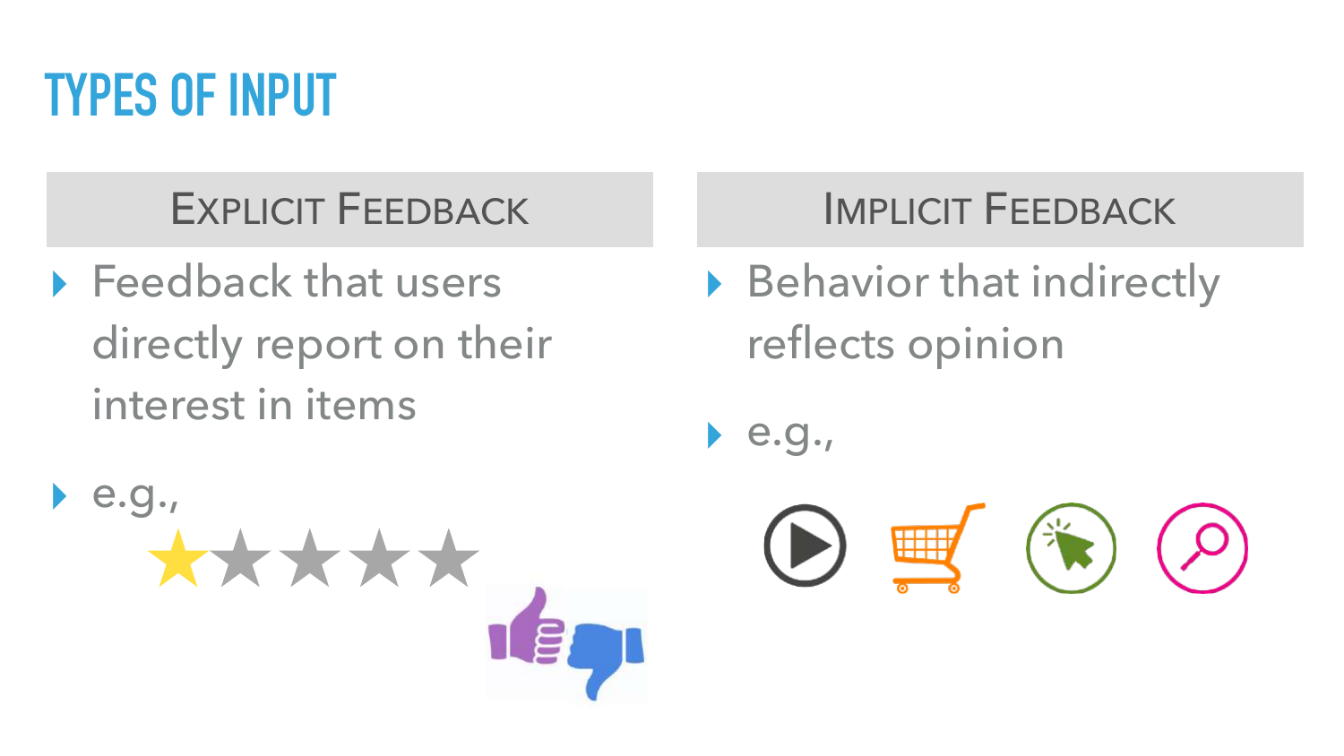# TYPES OF INPUT

## Explicit Feedback

- Feedback that users directly report on their interest in items
- e.g.,

## Implicit Feedback

- Behavior that indirectly reflects opinion
- e.g.,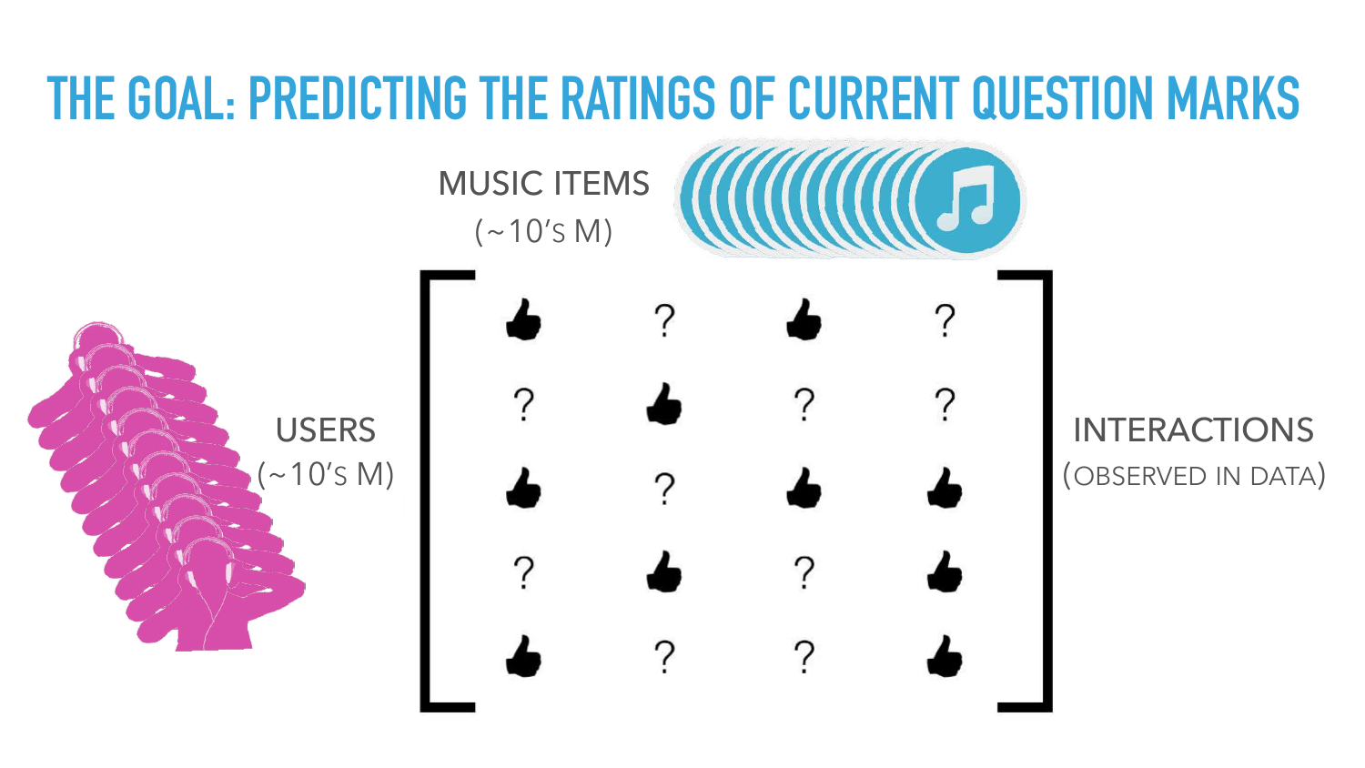# THE GOAL: PREDICTING THE RATINGS OF CURRENT QUESTION MARKS

MUSIC ITEMS
(~10's M)

USERS
(~10's M)

INTERACTIONS
(OBSERVED IN DATA)

| | | | |
|---|---|---|---|
| 👍 | ? | 👍 | ? |
| ? | 👍 | ? | ? |
| 👍 | ? | 👍 | 👍 |
| ? | 👍 | ? | 👍 |
| 👍 | ? | ? | 👍 |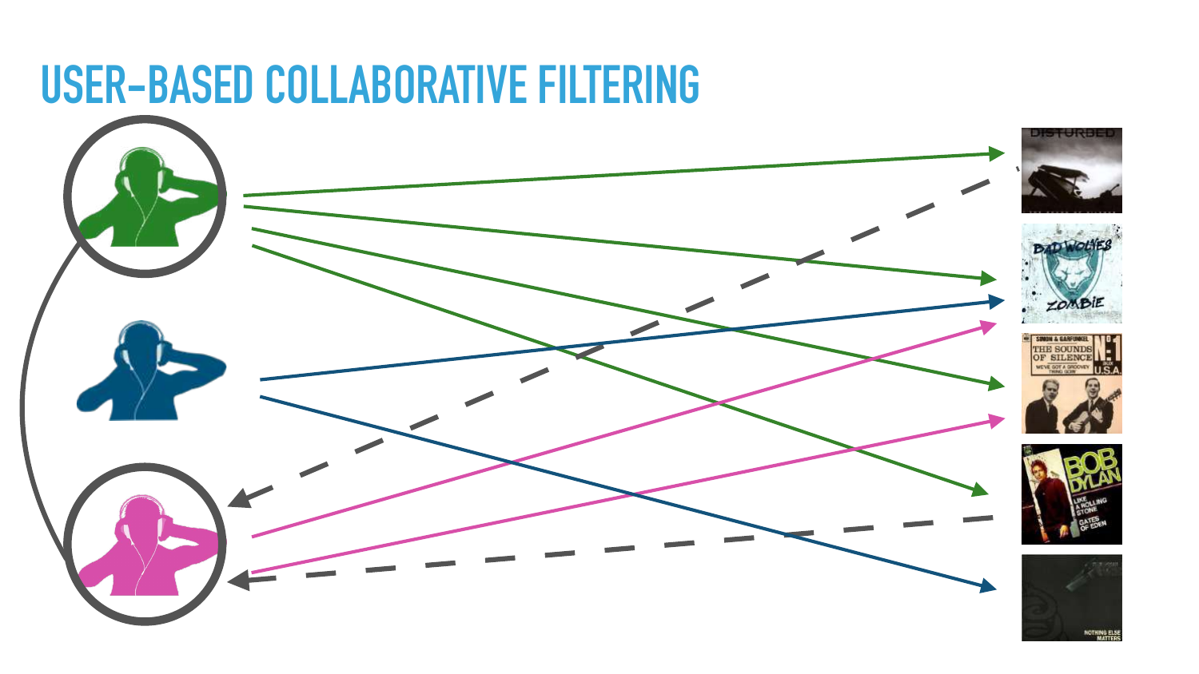# USER-BASED COLLABORATIVE FILTERING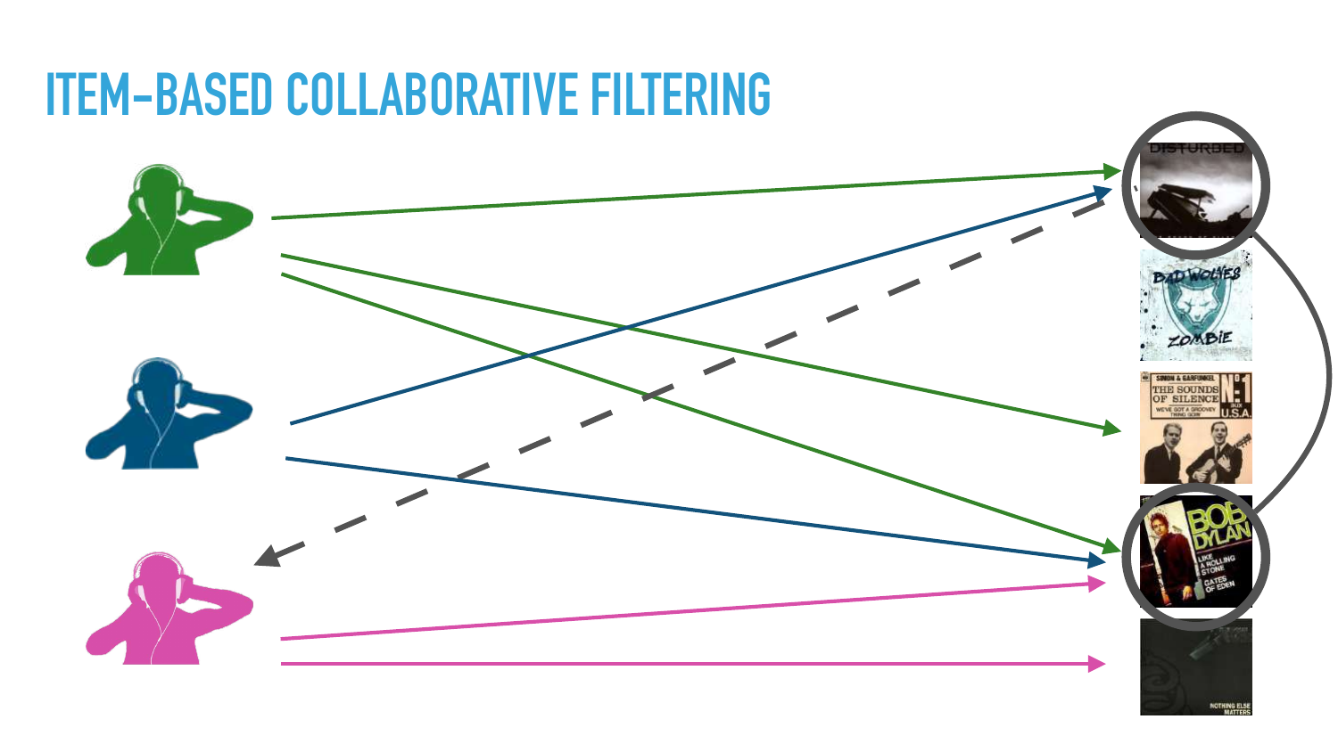# ITEM-BASED COLLABORATIVE FILTERING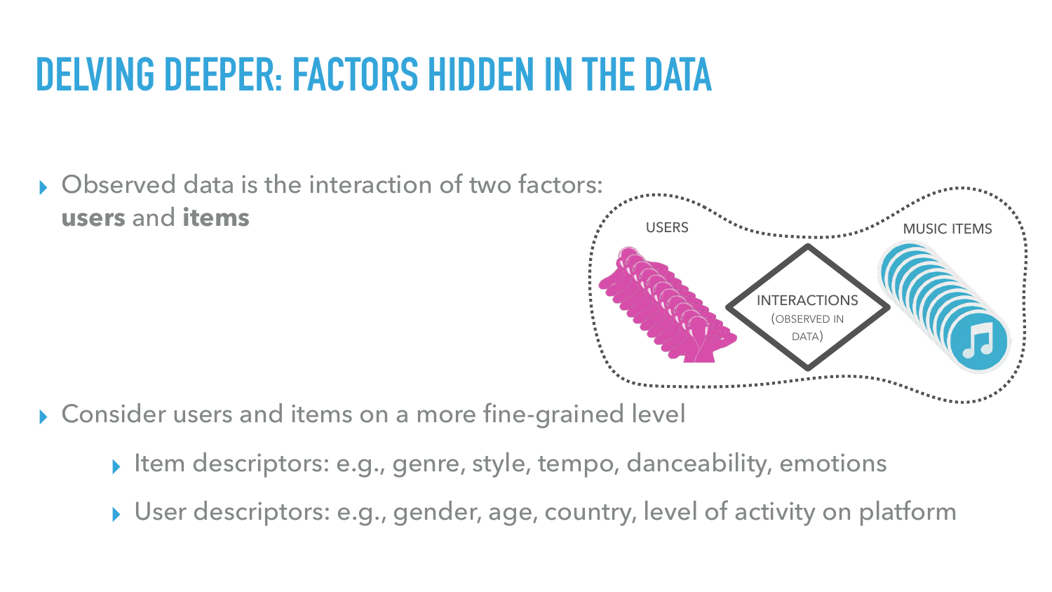# DELVING DEEPER: FACTORS HIDDEN IN THE DATA

- Observed data is the interaction of two factors: **users** and **items**

USERS

INTERACTIONS (OBSERVED IN DATA)

MUSIC ITEMS

- Consider users and items on a more fine-grained level
  - Item descriptors: e.g., genre, style, tempo, danceability, emotions
  - User descriptors: e.g., gender, age, country, level of activity on platform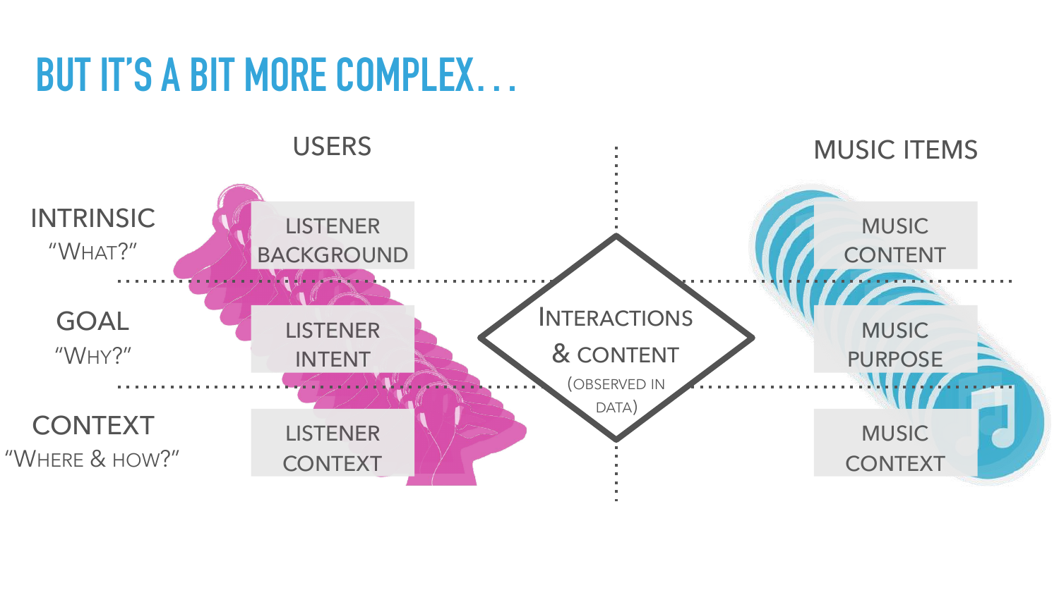# BUT IT'S A BIT MORE COMPLEX…

| | USERS | | MUSIC ITEMS |
|---|---|---|---|
| INTRINSIC "WHAT?" | LISTENER BACKGROUND | INTERACTIONS & CONTENT (OBSERVED IN DATA) | MUSIC CONTENT |
| GOAL "WHY?" | LISTENER INTENT | | MUSIC PURPOSE |
| CONTEXT "WHERE & HOW?" | LISTENER CONTEXT | | MUSIC CONTEXT |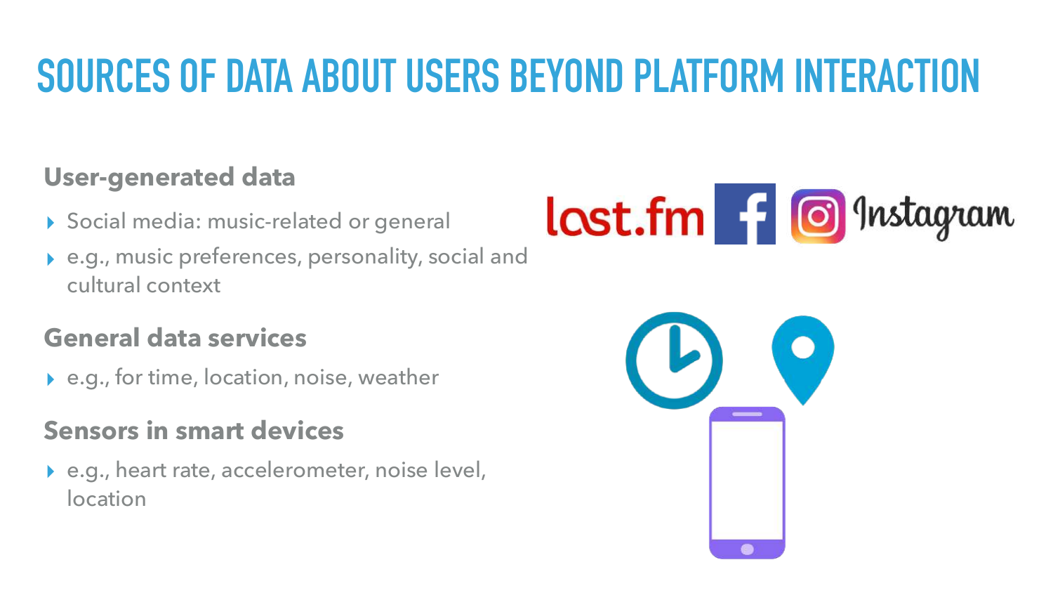# SOURCES OF DATA ABOUT USERS BEYOND PLATFORM INTERACTION

### User-generated data

- Social media: music-related or general
- e.g., music preferences, personality, social and cultural context

### General data services

- e.g., for time, location, noise, weather

### Sensors in smart devices

- e.g., heart rate, accelerometer, noise level, location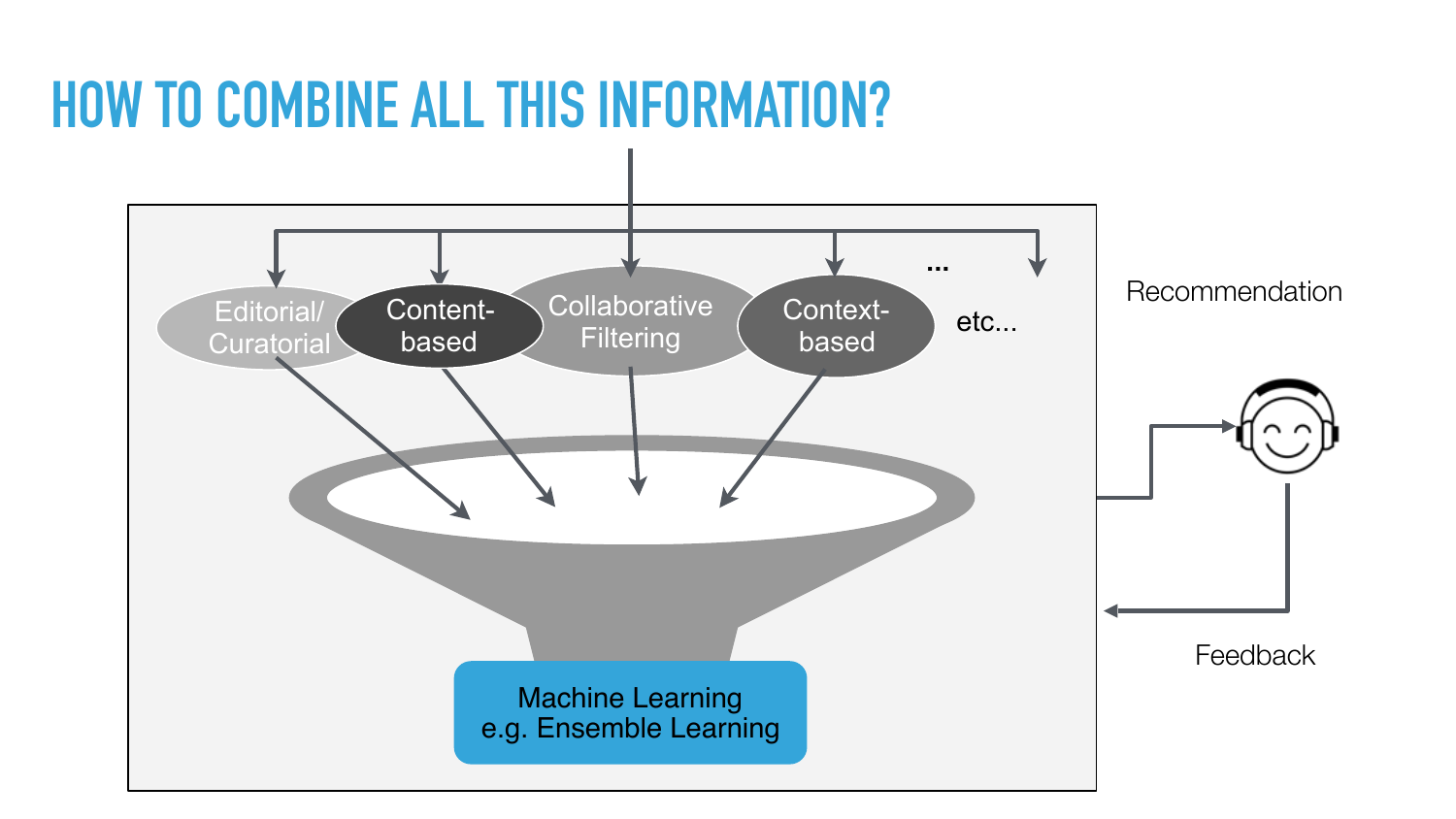# HOW TO COMBINE ALL THIS INFORMATION?

Editorial/ Curatorial

Content-based

Collaborative Filtering

Context-based

...

etc...

Machine Learning
e.g. Ensemble Learning

Recommendation

Feedback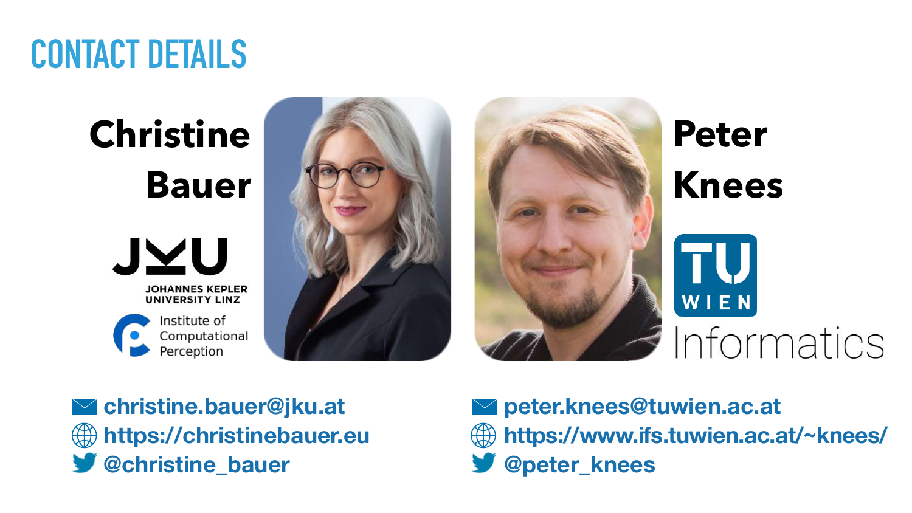# CONTACT DETAILS

**Christine Bauer**

JOHANNES KEPLER UNIVERSITY LINZ

Institute of Computational Perception

christine.bauer@jku.at
https://christinebauer.eu
@christine_bauer

**Peter Knees**

TU WIEN Informatics

peter.knees@tuwien.ac.at
https://www.ifs.tuwien.ac.at/~knees/
@peter_knees